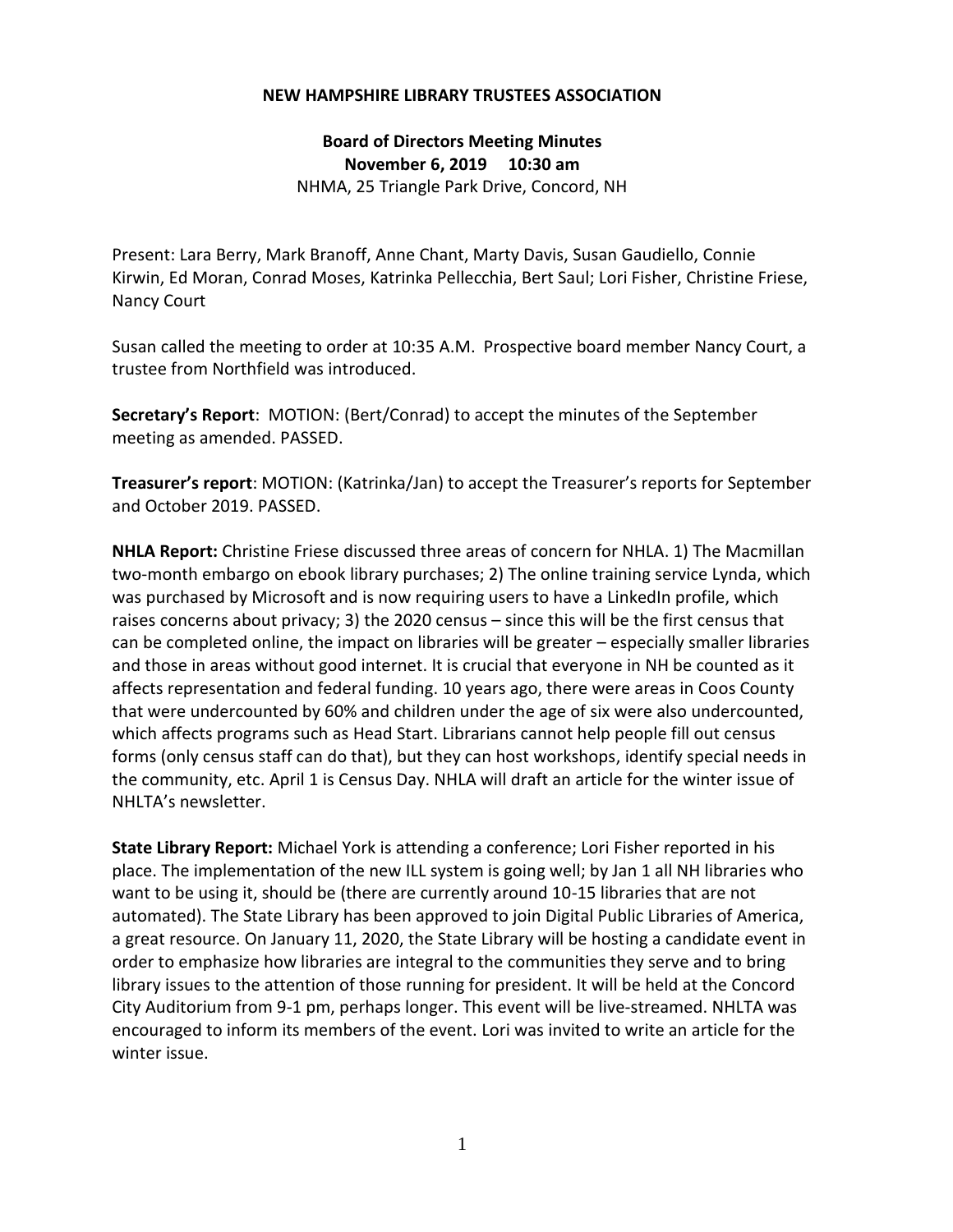**NEW HAMPSHIRE LIBRARY TRUSTEES ASSOCIATION**

**Board of Directors Meeting Minutes**
**November 6, 2019 10:30 am**
NHMA, 25 Triangle Park Drive, Concord, NH

Present: Lara Berry, Mark Branoff, Anne Chant, Marty Davis, Susan Gaudiello, Connie Kirwin, Ed Moran, Conrad Moses, Katrinka Pellecchia, Bert Saul; Lori Fisher, Christine Friese, Nancy Court

Susan called the meeting to order at 10:35 A.M. Prospective board member Nancy Court, a trustee from Northfield was introduced.

**Secretary's Report**: MOTION: (Bert/Conrad) to accept the minutes of the September meeting as amended. PASSED.

**Treasurer's report**: MOTION: (Katrinka/Jan) to accept the Treasurer's reports for September and October 2019. PASSED.

**NHLA Report:** Christine Friese discussed three areas of concern for NHLA. 1) The Macmillan two-month embargo on ebook library purchases; 2) The online training service Lynda, which was purchased by Microsoft and is now requiring users to have a LinkedIn profile, which raises concerns about privacy; 3) the 2020 census – since this will be the first census that can be completed online, the impact on libraries will be greater – especially smaller libraries and those in areas without good internet. It is crucial that everyone in NH be counted as it affects representation and federal funding. 10 years ago, there were areas in Coos County that were undercounted by 60% and children under the age of six were also undercounted, which affects programs such as Head Start. Librarians cannot help people fill out census forms (only census staff can do that), but they can host workshops, identify special needs in the community, etc. April 1 is Census Day. NHLA will draft an article for the winter issue of NHLTA's newsletter.

**State Library Report:** Michael York is attending a conference; Lori Fisher reported in his place. The implementation of the new ILL system is going well; by Jan 1 all NH libraries who want to be using it, should be (there are currently around 10-15 libraries that are not automated). The State Library has been approved to join Digital Public Libraries of America, a great resource. On January 11, 2020, the State Library will be hosting a candidate event in order to emphasize how libraries are integral to the communities they serve and to bring library issues to the attention of those running for president. It will be held at the Concord City Auditorium from 9-1 pm, perhaps longer. This event will be live-streamed. NHLTA was encouraged to inform its members of the event. Lori was invited to write an article for the winter issue.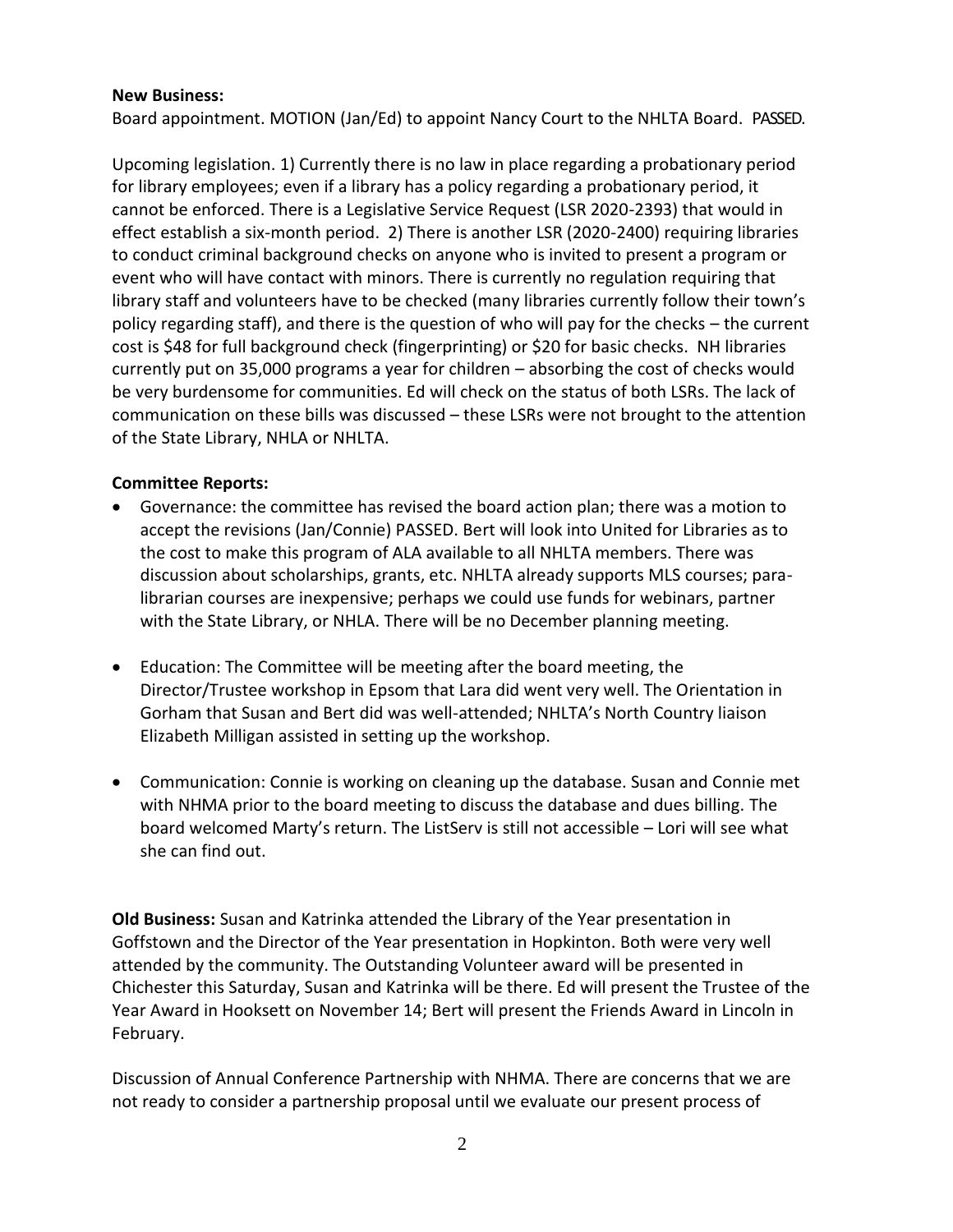**New Business:**

Board appointment. MOTION (Jan/Ed) to appoint Nancy Court to the NHLTA Board. PASSED.

Upcoming legislation. 1) Currently there is no law in place regarding a probationary period for library employees; even if a library has a policy regarding a probationary period, it cannot be enforced. There is a Legislative Service Request (LSR 2020-2393) that would in effect establish a six-month period. 2) There is another LSR (2020-2400) requiring libraries to conduct criminal background checks on anyone who is invited to present a program or event who will have contact with minors. There is currently no regulation requiring that library staff and volunteers have to be checked (many libraries currently follow their town's policy regarding staff), and there is the question of who will pay for the checks – the current cost is $48 for full background check (fingerprinting) or $20 for basic checks. NH libraries currently put on 35,000 programs a year for children – absorbing the cost of checks would be very burdensome for communities. Ed will check on the status of both LSRs. The lack of communication on these bills was discussed – these LSRs were not brought to the attention of the State Library, NHLA or NHLTA.

**Committee Reports:**

- Governance: the committee has revised the board action plan; there was a motion to accept the revisions (Jan/Connie) PASSED. Bert will look into United for Libraries as to the cost to make this program of ALA available to all NHLTA members. There was discussion about scholarships, grants, etc. NHLTA already supports MLS courses; para-librarian courses are inexpensive; perhaps we could use funds for webinars, partner with the State Library, or NHLA. There will be no December planning meeting.

- Education: The Committee will be meeting after the board meeting, the Director/Trustee workshop in Epsom that Lara did went very well. The Orientation in Gorham that Susan and Bert did was well-attended; NHLTA's North Country liaison Elizabeth Milligan assisted in setting up the workshop.

- Communication: Connie is working on cleaning up the database. Susan and Connie met with NHMA prior to the board meeting to discuss the database and dues billing. The board welcomed Marty's return. The ListServ is still not accessible – Lori will see what she can find out.

**Old Business:** Susan and Katrinka attended the Library of the Year presentation in Goffstown and the Director of the Year presentation in Hopkinton. Both were very well attended by the community. The Outstanding Volunteer award will be presented in Chichester this Saturday, Susan and Katrinka will be there. Ed will present the Trustee of the Year Award in Hooksett on November 14; Bert will present the Friends Award in Lincoln in February.

Discussion of Annual Conference Partnership with NHMA. There are concerns that we are not ready to consider a partnership proposal until we evaluate our present process of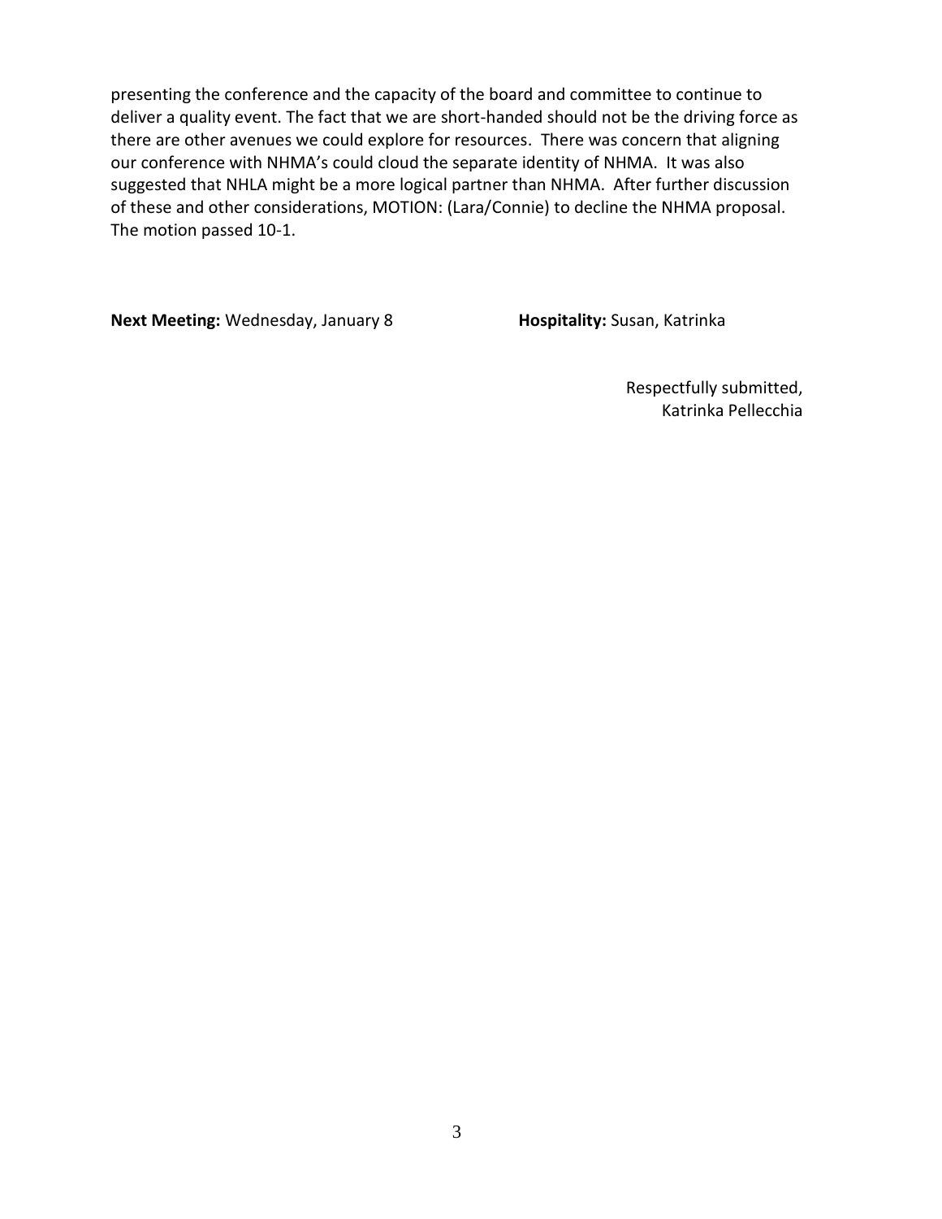presenting the conference and the capacity of the board and committee to continue to deliver a quality event. The fact that we are short-handed should not be the driving force as there are other avenues we could explore for resources. There was concern that aligning our conference with NHMA's could cloud the separate identity of NHMA. It was also suggested that NHLA might be a more logical partner than NHMA. After further discussion of these and other considerations, MOTION: (Lara/Connie) to decline the NHMA proposal. The motion passed 10-1.

**Next Meeting:** Wednesday, January 8 **Hospitality:** Susan, Katrinka

Respectfully submitted,
Katrinka Pellecchia